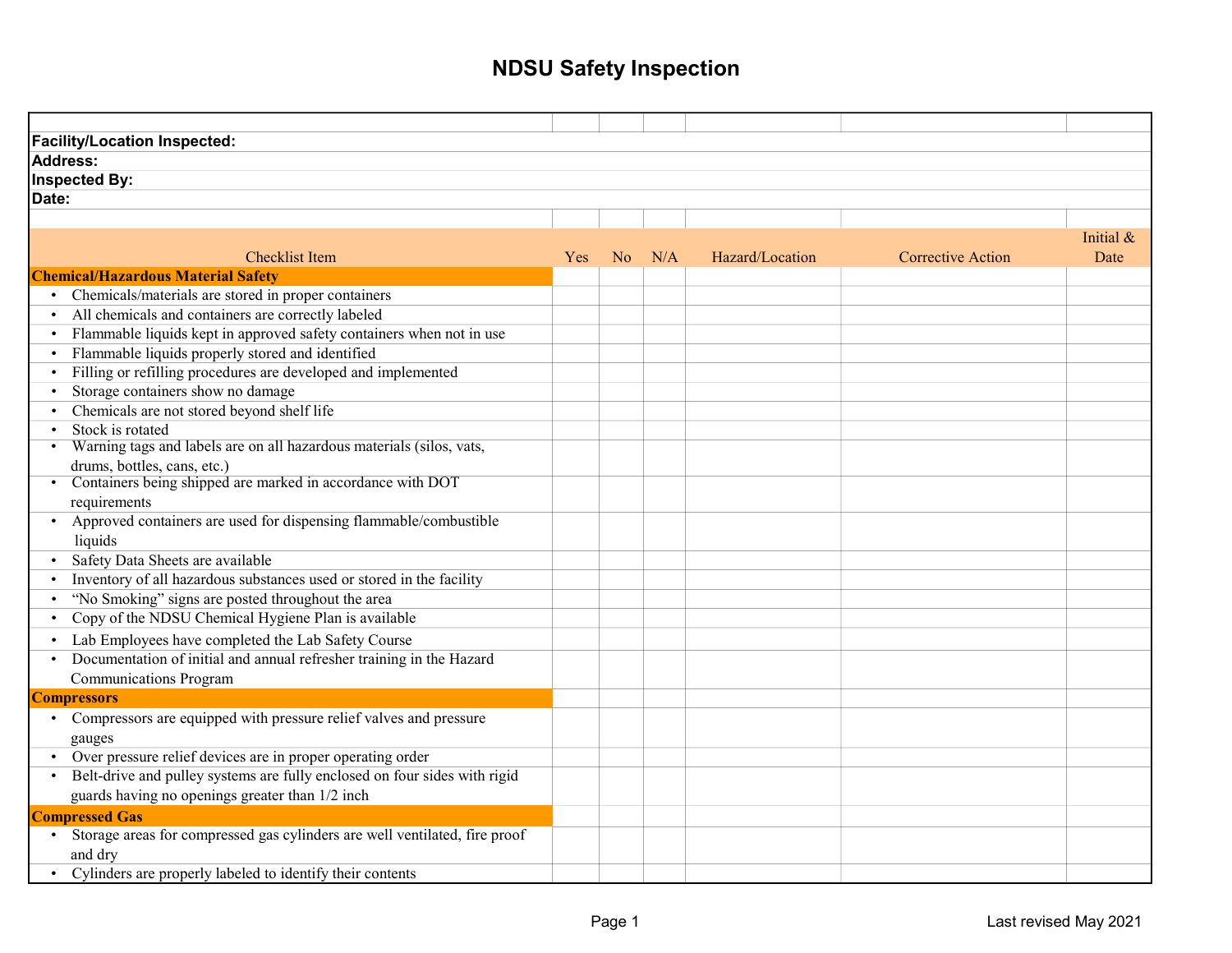# NDSU Safety Inspection

**Facility/Location Inspected:**
**Address:**
**Inspected By:**
**Date:**

| Checklist Item | Yes | No | N/A | Hazard/Location | Corrective Action | Initial & Date |
|---|---|---|---|---|---|---|
| **Chemical/Hazardous Material Safety** | | | | | | |
| • Chemicals/materials are stored in proper containers | | | | | | |
| • All chemicals and containers are correctly labeled | | | | | | |
| • Flammable liquids kept in approved safety containers when not in use | | | | | | |
| • Flammable liquids properly stored and identified | | | | | | |
| • Filling or refilling procedures are developed and implemented | | | | | | |
| • Storage containers show no damage | | | | | | |
| • Chemicals are not stored beyond shelf life | | | | | | |
| • Stock is rotated | | | | | | |
| • Warning tags and labels are on all hazardous materials (silos, vats, drums, bottles, cans, etc.) | | | | | | |
| • Containers being shipped are marked in accordance with DOT requirements | | | | | | |
| • Approved containers are used for dispensing flammable/combustible liquids | | | | | | |
| • Safety Data Sheets are available | | | | | | |
| • Inventory of all hazardous substances used or stored in the facility | | | | | | |
| • "No Smoking" signs are posted throughout the area | | | | | | |
| • Copy of the NDSU Chemical Hygiene Plan is available | | | | | | |
| • Lab Employees have completed the Lab Safety Course | | | | | | |
| • Documentation of initial and annual refresher training in the Hazard Communications Program | | | | | | |
| **Compressors** | | | | | | |
| • Compressors are equipped with pressure relief valves and pressure gauges | | | | | | |
| • Over pressure relief devices are in proper operating order | | | | | | |
| • Belt-drive and pulley systems are fully enclosed on four sides with rigid guards having no openings greater than 1/2 inch | | | | | | |
| **Compressed Gas** | | | | | | |
| • Storage areas for compressed gas cylinders are well ventilated, fire proof and dry | | | | | | |
| • Cylinders are properly labeled to identify their contents | | | | | | |

Last revised May 2021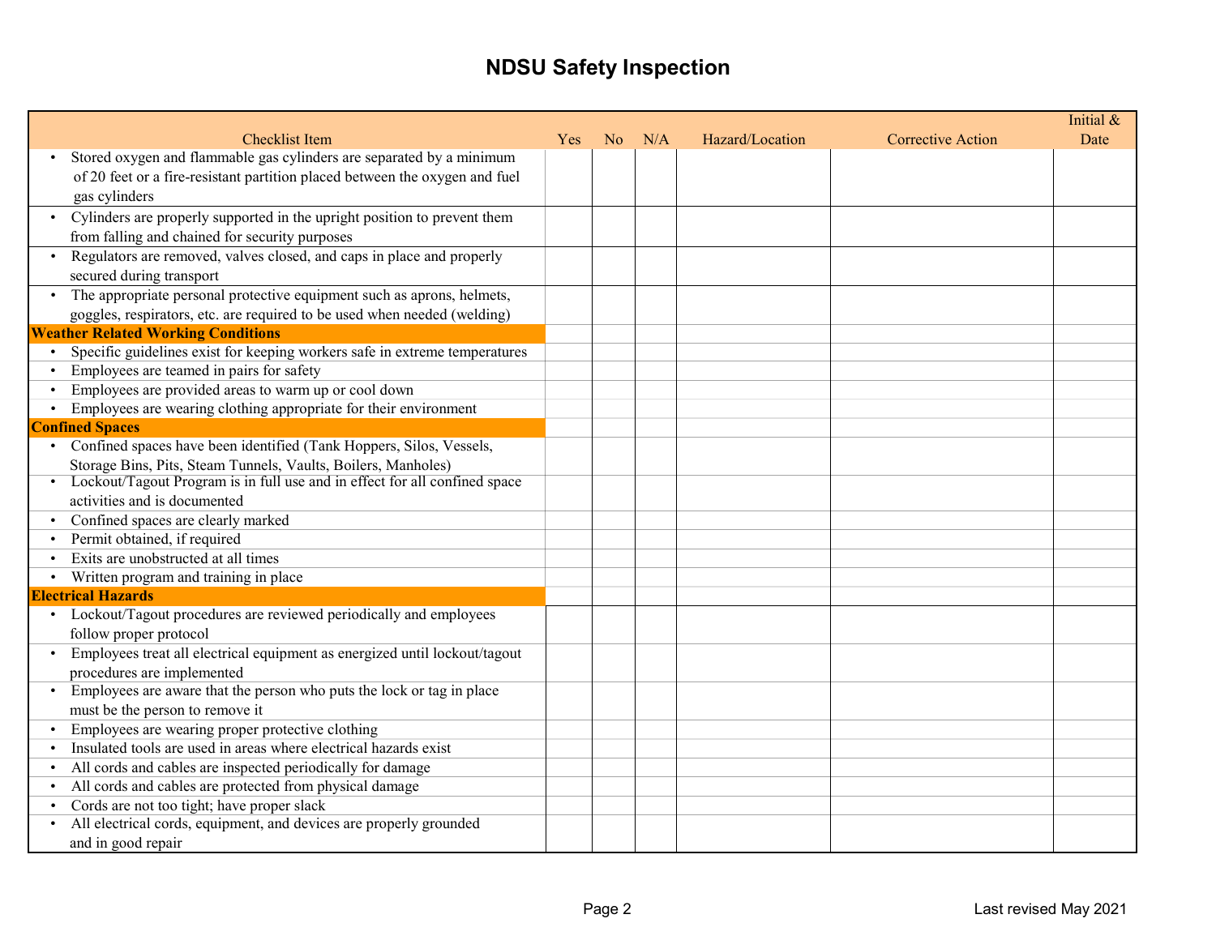# NDSU Safety Inspection

| Checklist Item | Yes | No | N/A | Hazard/Location | Corrective Action | Initial & Date |
|---|---|---|---|---|---|---|
| • Stored oxygen and flammable gas cylinders are separated by a minimum of 20 feet or a fire-resistant partition placed between the oxygen and fuel gas cylinders | | | | | | |
| • Cylinders are properly supported in the upright position to prevent them from falling and chained for security purposes | | | | | | |
| • Regulators are removed, valves closed, and caps in place and properly secured during transport | | | | | | |
| • The appropriate personal protective equipment such as aprons, helmets, goggles, respirators, etc. are required to be used when needed (welding) | | | | | | |
| **Weather Related Working Conditions** | | | | | | |
| • Specific guidelines exist for keeping workers safe in extreme temperatures | | | | | | |
| • Employees are teamed in pairs for safety | | | | | | |
| • Employees are provided areas to warm up or cool down | | | | | | |
| • Employees are wearing clothing appropriate for their environment | | | | | | |
| **Confined Spaces** | | | | | | |
| • Confined spaces have been identified (Tank Hoppers, Silos, Vessels, Storage Bins, Pits, Steam Tunnels, Vaults, Boilers, Manholes) | | | | | | |
| • Lockout/Tagout Program is in full use and in effect for all confined space activities and is documented | | | | | | |
| • Confined spaces are clearly marked | | | | | | |
| • Permit obtained, if required | | | | | | |
| • Exits are unobstructed at all times | | | | | | |
| • Written program and training in place | | | | | | |
| **Electrical Hazards** | | | | | | |
| • Lockout/Tagout procedures are reviewed periodically and employees follow proper protocol | | | | | | |
| • Employees treat all electrical equipment as energized until lockout/tagout procedures are implemented | | | | | | |
| • Employees are aware that the person who puts the lock or tag in place must be the person to remove it | | | | | | |
| • Employees are wearing proper protective clothing | | | | | | |
| • Insulated tools are used in areas where electrical hazards exist | | | | | | |
| • All cords and cables are inspected periodically for damage | | | | | | |
| • All cords and cables are protected from physical damage | | | | | | |
| • Cords are not too tight; have proper slack | | | | | | |
| • All electrical cords, equipment, and devices are properly grounded and in good repair | | | | | | |

Last revised May 2021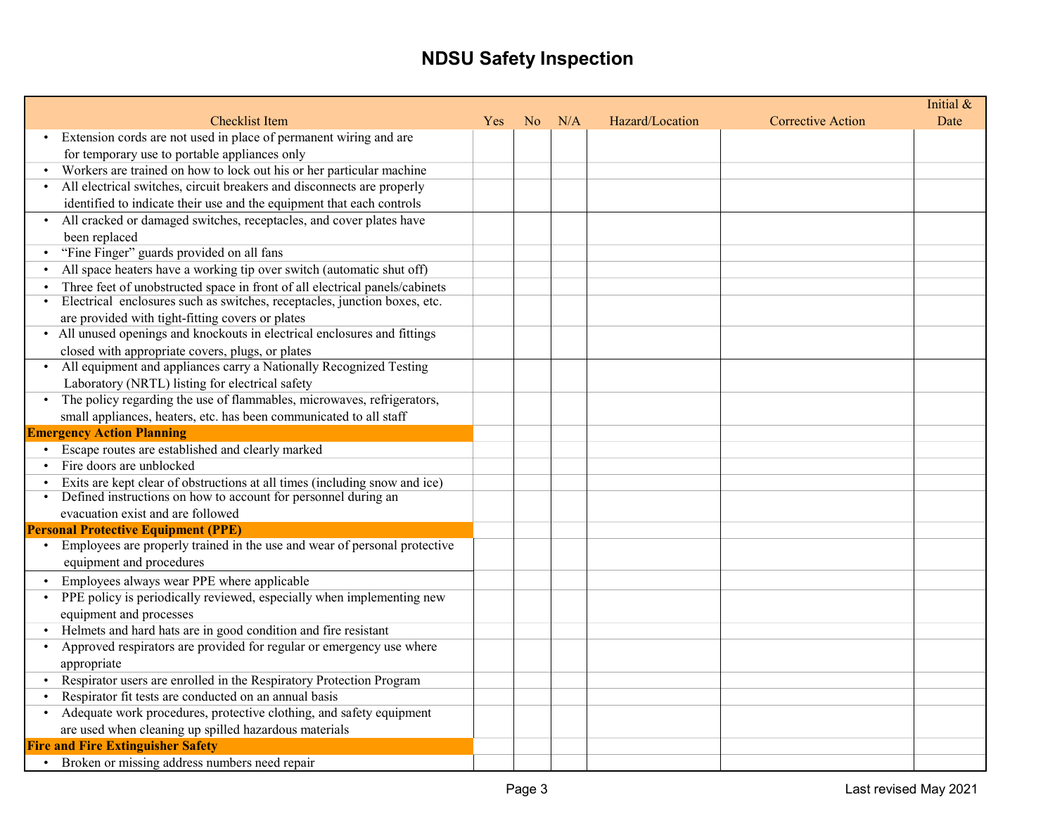# NDSU Safety Inspection

| Checklist Item | Yes | No | N/A | Hazard/Location | Corrective Action | Initial & Date |
|---|---|---|---|---|---|---|
| • Extension cords are not used in place of permanent wiring and are for temporary use to portable appliances only | | | | | | |
| • Workers are trained on how to lock out his or her particular machine | | | | | | |
| • All electrical switches, circuit breakers and disconnects are properly identified to indicate their use and the equipment that each controls | | | | | | |
| • All cracked or damaged switches, receptacles, and cover plates have been replaced | | | | | | |
| • "Fine Finger" guards provided on all fans | | | | | | |
| • All space heaters have a working tip over switch (automatic shut off) | | | | | | |
| • Three feet of unobstructed space in front of all electrical panels/cabinets | | | | | | |
| • Electrical enclosures such as switches, receptacles, junction boxes, etc. are provided with tight-fitting covers or plates | | | | | | |
| • All unused openings and knockouts in electrical enclosures and fittings closed with appropriate covers, plugs, or plates | | | | | | |
| • All equipment and appliances carry a Nationally Recognized Testing Laboratory (NRTL) listing for electrical safety | | | | | | |
| • The policy regarding the use of flammables, microwaves, refrigerators, small appliances, heaters, etc. has been communicated to all staff | | | | | | |
| **Emergency Action Planning** | | | | | | |
| • Escape routes are established and clearly marked | | | | | | |
| • Fire doors are unblocked | | | | | | |
| • Exits are kept clear of obstructions at all times (including snow and ice) | | | | | | |
| • Defined instructions on how to account for personnel during an evacuation exist and are followed | | | | | | |
| **Personal Protective Equipment (PPE)** | | | | | | |
| • Employees are properly trained in the use and wear of personal protective equipment and procedures | | | | | | |
| • Employees always wear PPE where applicable | | | | | | |
| • PPE policy is periodically reviewed, especially when implementing new equipment and processes | | | | | | |
| • Helmets and hard hats are in good condition and fire resistant | | | | | | |
| • Approved respirators are provided for regular or emergency use where appropriate | | | | | | |
| • Respirator users are enrolled in the Respiratory Protection Program | | | | | | |
| • Respirator fit tests are conducted on an annual basis | | | | | | |
| • Adequate work procedures, protective clothing, and safety equipment are used when cleaning up spilled hazardous materials | | | | | | |
| **Fire and Fire Extinguisher Safety** | | | | | | |
| • Broken or missing address numbers need repair | | | | | | |

Last revised May 2021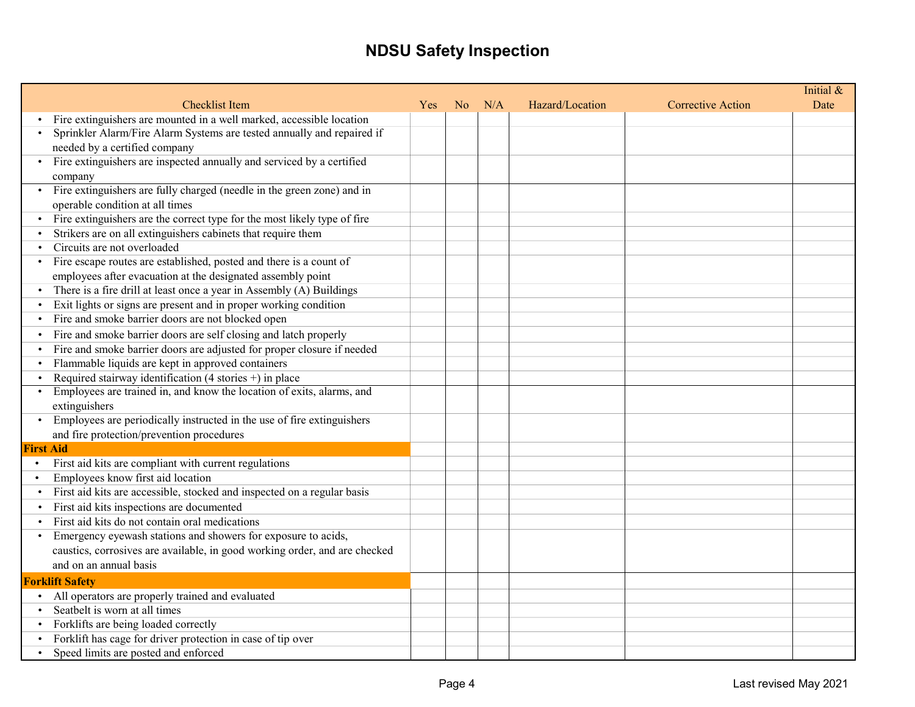# NDSU Safety Inspection

| Checklist Item | Yes | No | N/A | Hazard/Location | Corrective Action | Initial & Date |
|---|---|---|---|---|---|---|
| • Fire extinguishers are mounted in a well marked, accessible location | | | | | | |
| • Sprinkler Alarm/Fire Alarm Systems are tested annually and repaired if needed by a certified company | | | | | | |
| • Fire extinguishers are inspected annually and serviced by a certified company | | | | | | |
| • Fire extinguishers are fully charged (needle in the green zone) and in operable condition at all times | | | | | | |
| • Fire extinguishers are the correct type for the most likely type of fire | | | | | | |
| • Strikers are on all extinguishers cabinets that require them | | | | | | |
| • Circuits are not overloaded | | | | | | |
| • Fire escape routes are established, posted and there is a count of employees after evacuation at the designated assembly point | | | | | | |
| • There is a fire drill at least once a year in Assembly (A) Buildings | | | | | | |
| • Exit lights or signs are present and in proper working condition | | | | | | |
| • Fire and smoke barrier doors are not blocked open | | | | | | |
| • Fire and smoke barrier doors are self closing and latch properly | | | | | | |
| • Fire and smoke barrier doors are adjusted for proper closure if needed | | | | | | |
| • Flammable liquids are kept in approved containers | | | | | | |
| • Required stairway identification (4 stories +) in place | | | | | | |
| • Employees are trained in, and know the location of exits, alarms, and extinguishers | | | | | | |
| • Employees are periodically instructed in the use of fire extinguishers and fire protection/prevention procedures | | | | | | |
| **First Aid** | | | | | | |
| • First aid kits are compliant with current regulations | | | | | | |
| • Employees know first aid location | | | | | | |
| • First aid kits are accessible, stocked and inspected on a regular basis | | | | | | |
| • First aid kits inspections are documented | | | | | | |
| • First aid kits do not contain oral medications | | | | | | |
| • Emergency eyewash stations and showers for exposure to acids, caustics, corrosives are available, in good working order, and are checked and on an annual basis | | | | | | |
| **Forklift Safety** | | | | | | |
| • All operators are properly trained and evaluated | | | | | | |
| • Seatbelt is worn at all times | | | | | | |
| • Forklifts are being loaded correctly | | | | | | |
| • Forklift has cage for driver protection in case of tip over | | | | | | |
| • Speed limits are posted and enforced | | | | | | |

Last revised May 2021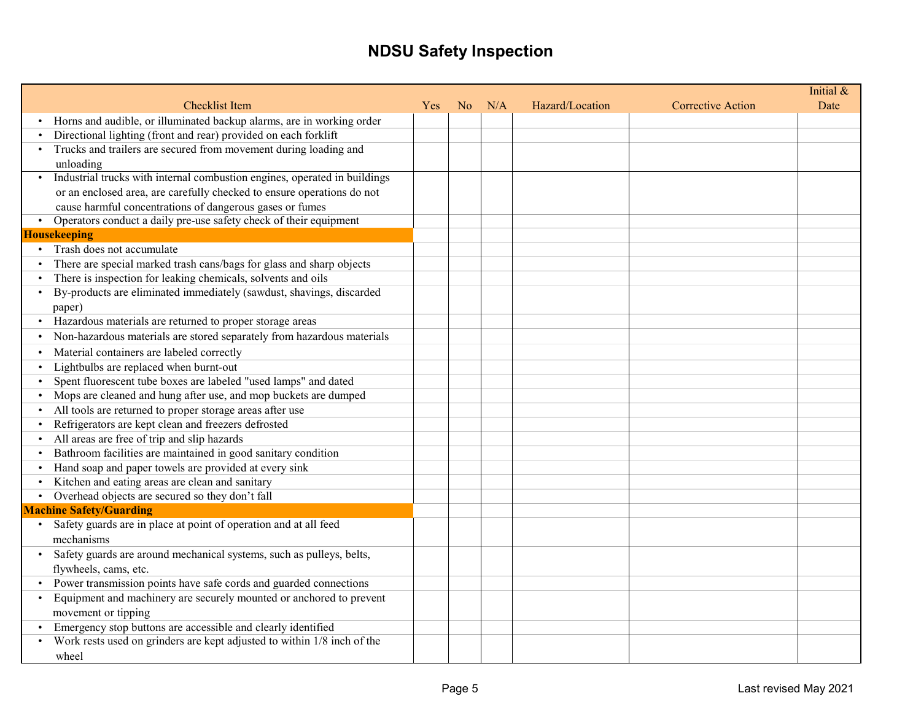# NDSU Safety Inspection

| Checklist Item | Yes | No | N/A | Hazard/Location | Corrective Action | Initial & Date |
|---|---|---|---|---|---|---|
| • Horns and audible, or illuminated backup alarms, are in working order | | | | | | |
| • Directional lighting (front and rear) provided on each forklift | | | | | | |
| • Trucks and trailers are secured from movement during loading and unloading | | | | | | |
| • Industrial trucks with internal combustion engines, operated in buildings or an enclosed area, are carefully checked to ensure operations do not cause harmful concentrations of dangerous gases or fumes | | | | | | |
| • Operators conduct a daily pre-use safety check of their equipment | | | | | | |
| **Housekeeping** | | | | | | |
| • Trash does not accumulate | | | | | | |
| • There are special marked trash cans/bags for glass and sharp objects | | | | | | |
| • There is inspection for leaking chemicals, solvents and oils | | | | | | |
| • By-products are eliminated immediately (sawdust, shavings, discarded paper) | | | | | | |
| • Hazardous materials are returned to proper storage areas | | | | | | |
| • Non-hazardous materials are stored separately from hazardous materials | | | | | | |
| • Material containers are labeled correctly | | | | | | |
| • Lightbulbs are replaced when burnt-out | | | | | | |
| • Spent fluorescent tube boxes are labeled "used lamps" and dated | | | | | | |
| • Mops are cleaned and hung after use, and mop buckets are dumped | | | | | | |
| • All tools are returned to proper storage areas after use | | | | | | |
| • Refrigerators are kept clean and freezers defrosted | | | | | | |
| • All areas are free of trip and slip hazards | | | | | | |
| • Bathroom facilities are maintained in good sanitary condition | | | | | | |
| • Hand soap and paper towels are provided at every sink | | | | | | |
| • Kitchen and eating areas are clean and sanitary | | | | | | |
| • Overhead objects are secured so they don't fall | | | | | | |
| **Machine Safety/Guarding** | | | | | | |
| • Safety guards are in place at point of operation and at all feed mechanisms | | | | | | |
| • Safety guards are around mechanical systems, such as pulleys, belts, flywheels, cams, etc. | | | | | | |
| • Power transmission points have safe cords and guarded connections | | | | | | |
| • Equipment and machinery are securely mounted or anchored to prevent movement or tipping | | | | | | |
| • Emergency stop buttons are accessible and clearly identified | | | | | | |
| • Work rests used on grinders are kept adjusted to within 1/8 inch of the wheel | | | | | | |

Last revised May 2021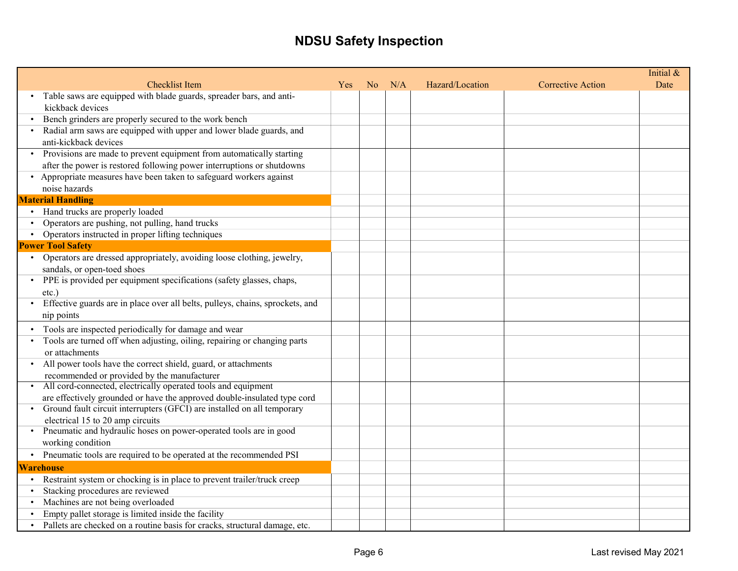# NDSU Safety Inspection

| Checklist Item | Yes | No | N/A | Hazard/Location | Corrective Action | Initial & Date |
|---|---|---|---|---|---|---|
| • Table saws are equipped with blade guards, spreader bars, and anti-kickback devices | | | | | | |
| • Bench grinders are properly secured to the work bench | | | | | | |
| • Radial arm saws are equipped with upper and lower blade guards, and anti-kickback devices | | | | | | |
| • Provisions are made to prevent equipment from automatically starting after the power is restored following power interruptions or shutdowns | | | | | | |
| • Appropriate measures have been taken to safeguard workers against noise hazards | | | | | | |
| **Material Handling** | | | | | | |
| • Hand trucks are properly loaded | | | | | | |
| • Operators are pushing, not pulling, hand trucks | | | | | | |
| • Operators instructed in proper lifting techniques | | | | | | |
| **Power Tool Safety** | | | | | | |
| • Operators are dressed appropriately, avoiding loose clothing, jewelry, sandals, or open-toed shoes | | | | | | |
| • PPE is provided per equipment specifications (safety glasses, chaps, etc.) | | | | | | |
| • Effective guards are in place over all belts, pulleys, chains, sprockets, and nip points | | | | | | |
| • Tools are inspected periodically for damage and wear | | | | | | |
| • Tools are turned off when adjusting, oiling, repairing or changing parts or attachments | | | | | | |
| • All power tools have the correct shield, guard, or attachments recommended or provided by the manufacturer | | | | | | |
| • All cord-connected, electrically operated tools and equipment are effectively grounded or have the approved double-insulated type cord | | | | | | |
| • Ground fault circuit interrupters (GFCI) are installed on all temporary electrical 15 to 20 amp circuits | | | | | | |
| • Pneumatic and hydraulic hoses on power-operated tools are in good working condition | | | | | | |
| • Pneumatic tools are required to be operated at the recommended PSI | | | | | | |
| **Warehouse** | | | | | | |
| • Restraint system or chocking is in place to prevent trailer/truck creep | | | | | | |
| • Stacking procedures are reviewed | | | | | | |
| • Machines are not being overloaded | | | | | | |
| • Empty pallet storage is limited inside the facility | | | | | | |
| • Pallets are checked on a routine basis for cracks, structural damage, etc. | | | | | | |

Last revised May 2021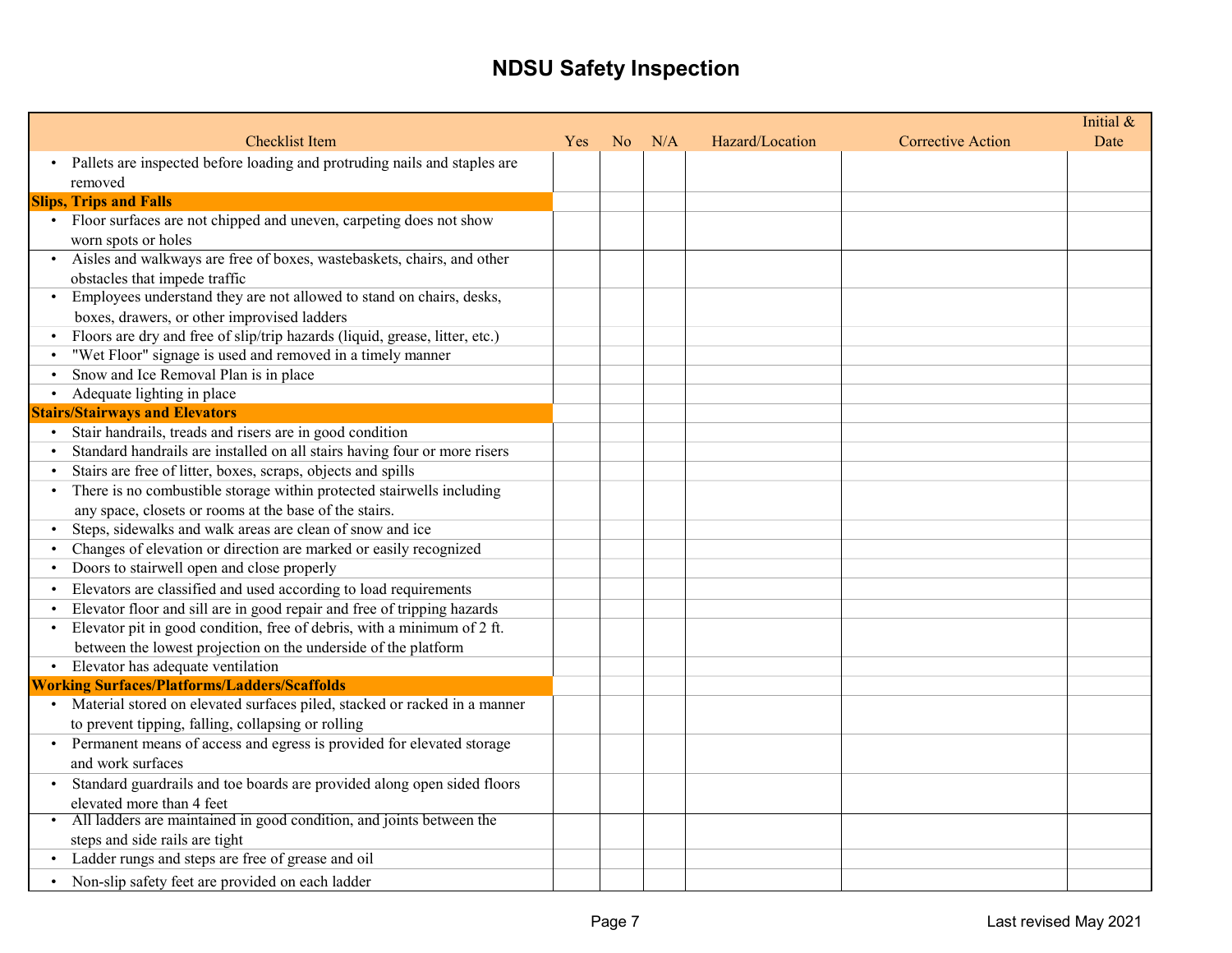# NDSU Safety Inspection

| Checklist Item | Yes | No | N/A | Hazard/Location | Corrective Action | Initial & Date |
|---|---|---|---|---|---|---|
| • Pallets are inspected before loading and protruding nails and staples are removed | | | | | | |
| **Slips, Trips and Falls** | | | | | | |
| • Floor surfaces are not chipped and uneven, carpeting does not show worn spots or holes | | | | | | |
| • Aisles and walkways are free of boxes, wastebaskets, chairs, and other obstacles that impede traffic | | | | | | |
| • Employees understand they are not allowed to stand on chairs, desks, boxes, drawers, or other improvised ladders | | | | | | |
| • Floors are dry and free of slip/trip hazards (liquid, grease, litter, etc.) | | | | | | |
| • "Wet Floor" signage is used and removed in a timely manner | | | | | | |
| • Snow and Ice Removal Plan is in place | | | | | | |
| • Adequate lighting in place | | | | | | |
| **Stairs/Stairways and Elevators** | | | | | | |
| • Stair handrails, treads and risers are in good condition | | | | | | |
| • Standard handrails are installed on all stairs having four or more risers | | | | | | |
| • Stairs are free of litter, boxes, scraps, objects and spills | | | | | | |
| • There is no combustible storage within protected stairwells including any space, closets or rooms at the base of the stairs. | | | | | | |
| • Steps, sidewalks and walk areas are clean of snow and ice | | | | | | |
| • Changes of elevation or direction are marked or easily recognized | | | | | | |
| • Doors to stairwell open and close properly | | | | | | |
| • Elevators are classified and used according to load requirements | | | | | | |
| • Elevator floor and sill are in good repair and free of tripping hazards | | | | | | |
| • Elevator pit in good condition, free of debris, with a minimum of 2 ft. between the lowest projection on the underside of the platform | | | | | | |
| • Elevator has adequate ventilation | | | | | | |
| **Working Surfaces/Platforms/Ladders/Scaffolds** | | | | | | |
| • Material stored on elevated surfaces piled, stacked or racked in a manner to prevent tipping, falling, collapsing or rolling | | | | | | |
| • Permanent means of access and egress is provided for elevated storage and work surfaces | | | | | | |
| • Standard guardrails and toe boards are provided along open sided floors elevated more than 4 feet | | | | | | |
| • All ladders are maintained in good condition, and joints between the steps and side rails are tight | | | | | | |
| • Ladder rungs and steps are free of grease and oil | | | | | | |
| • Non-slip safety feet are provided on each ladder | | | | | | |

Last revised May 2021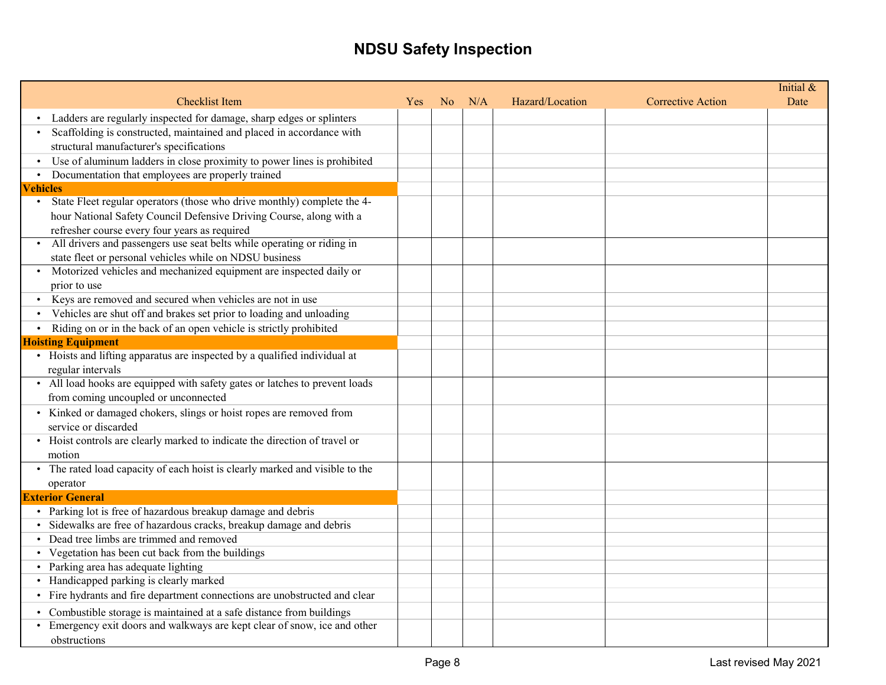# NDSU Safety Inspection

| Checklist Item | Yes | No | N/A | Hazard/Location | Corrective Action | Initial & Date |
|---|---|---|---|---|---|---|
| • Ladders are regularly inspected for damage, sharp edges or splinters | | | | | | |
| • Scaffolding is constructed, maintained and placed in accordance with structural manufacturer's specifications | | | | | | |
| • Use of aluminum ladders in close proximity to power lines is prohibited | | | | | | |
| • Documentation that employees are properly trained | | | | | | |
| **Vehicles** | | | | | | |
| • State Fleet regular operators (those who drive monthly) complete the 4-hour National Safety Council Defensive Driving Course, along with a refresher course every four years as required | | | | | | |
| • All drivers and passengers use seat belts while operating or riding in state fleet or personal vehicles while on NDSU business | | | | | | |
| • Motorized vehicles and mechanized equipment are inspected daily or prior to use | | | | | | |
| • Keys are removed and secured when vehicles are not in use | | | | | | |
| • Vehicles are shut off and brakes set prior to loading and unloading | | | | | | |
| • Riding on or in the back of an open vehicle is strictly prohibited | | | | | | |
| **Hoisting Equipment** | | | | | | |
| • Hoists and lifting apparatus are inspected by a qualified individual at regular intervals | | | | | | |
| • All load hooks are equipped with safety gates or latches to prevent loads from coming uncoupled or unconnected | | | | | | |
| • Kinked or damaged chokers, slings or hoist ropes are removed from service or discarded | | | | | | |
| • Hoist controls are clearly marked to indicate the direction of travel or motion | | | | | | |
| • The rated load capacity of each hoist is clearly marked and visible to the operator | | | | | | |
| **Exterior General** | | | | | | |
| • Parking lot is free of hazardous breakup damage and debris | | | | | | |
| • Sidewalks are free of hazardous cracks, breakup damage and debris | | | | | | |
| • Dead tree limbs are trimmed and removed | | | | | | |
| • Vegetation has been cut back from the buildings | | | | | | |
| • Parking area has adequate lighting | | | | | | |
| • Handicapped parking is clearly marked | | | | | | |
| • Fire hydrants and fire department connections are unobstructed and clear | | | | | | |
| • Combustible storage is maintained at a safe distance from buildings | | | | | | |
| • Emergency exit doors and walkways are kept clear of snow, ice and other obstructions | | | | | | |

Last revised May 2021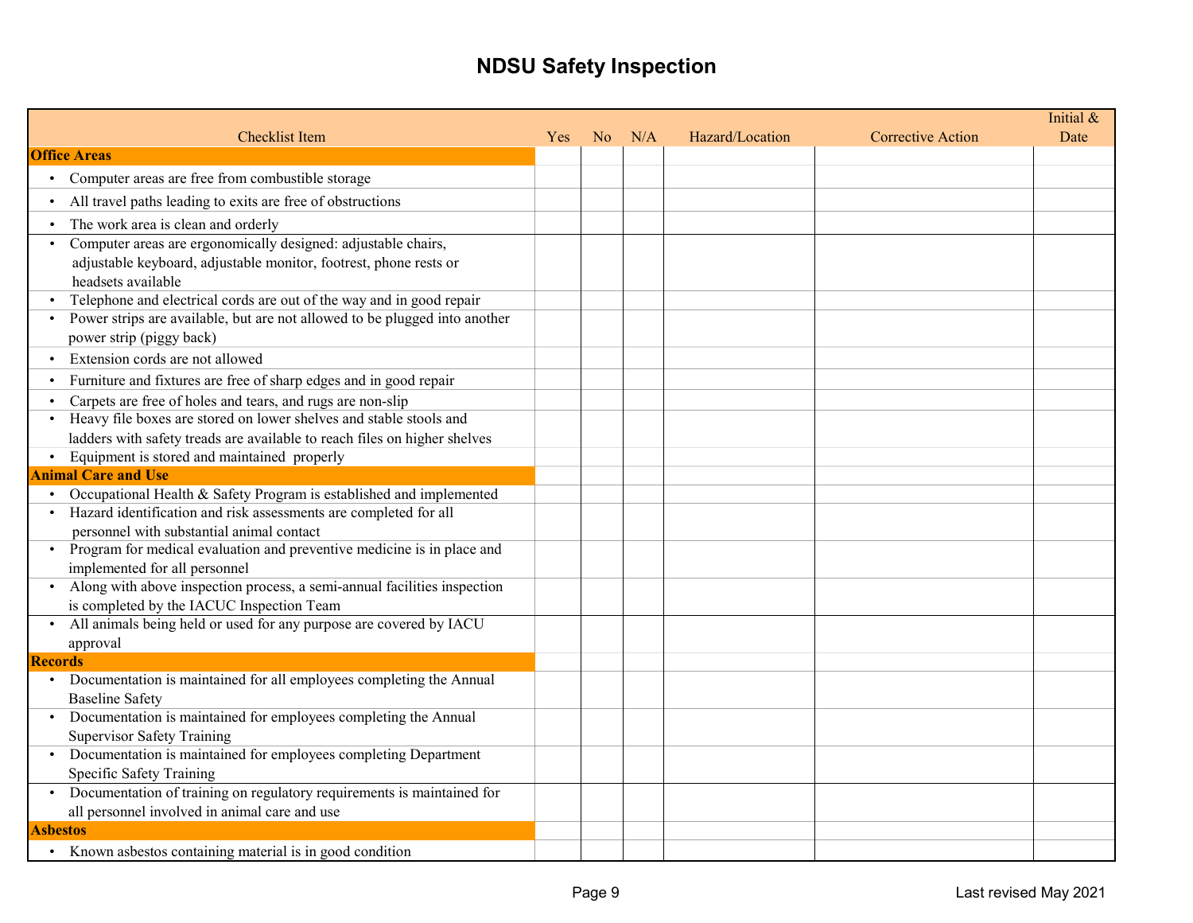# NDSU Safety Inspection

| Checklist Item | Yes | No | N/A | Hazard/Location | Corrective Action | Initial & Date |
|---|---|---|---|---|---|---|
| **Office Areas** | | | | | | |
| • Computer areas are free from combustible storage | | | | | | |
| • All travel paths leading to exits are free of obstructions | | | | | | |
| • The work area is clean and orderly | | | | | | |
| • Computer areas are ergonomically designed: adjustable chairs, adjustable keyboard, adjustable monitor, footrest, phone rests or headsets available | | | | | | |
| • Telephone and electrical cords are out of the way and in good repair | | | | | | |
| • Power strips are available, but are not allowed to be plugged into another power strip (piggy back) | | | | | | |
| • Extension cords are not allowed | | | | | | |
| • Furniture and fixtures are free of sharp edges and in good repair | | | | | | |
| • Carpets are free of holes and tears, and rugs are non-slip | | | | | | |
| • Heavy file boxes are stored on lower shelves and stable stools and ladders with safety treads are available to reach files on higher shelves | | | | | | |
| • Equipment is stored and maintained properly | | | | | | |
| **Animal Care and Use** | | | | | | |
| • Occupational Health & Safety Program is established and implemented | | | | | | |
| • Hazard identification and risk assessments are completed for all personnel with substantial animal contact | | | | | | |
| • Program for medical evaluation and preventive medicine is in place and implemented for all personnel | | | | | | |
| • Along with above inspection process, a semi-annual facilities inspection is completed by the IACUC Inspection Team | | | | | | |
| • All animals being held or used for any purpose are covered by IACU approval | | | | | | |
| **Records** | | | | | | |
| • Documentation is maintained for all employees completing the Annual Baseline Safety | | | | | | |
| • Documentation is maintained for employees completing the Annual Supervisor Safety Training | | | | | | |
| • Documentation is maintained for employees completing Department Specific Safety Training | | | | | | |
| • Documentation of training on regulatory requirements is maintained for all personnel involved in animal care and use | | | | | | |
| **Asbestos** | | | | | | |
| • Known asbestos containing material is in good condition | | | | | | |

Last revised May 2021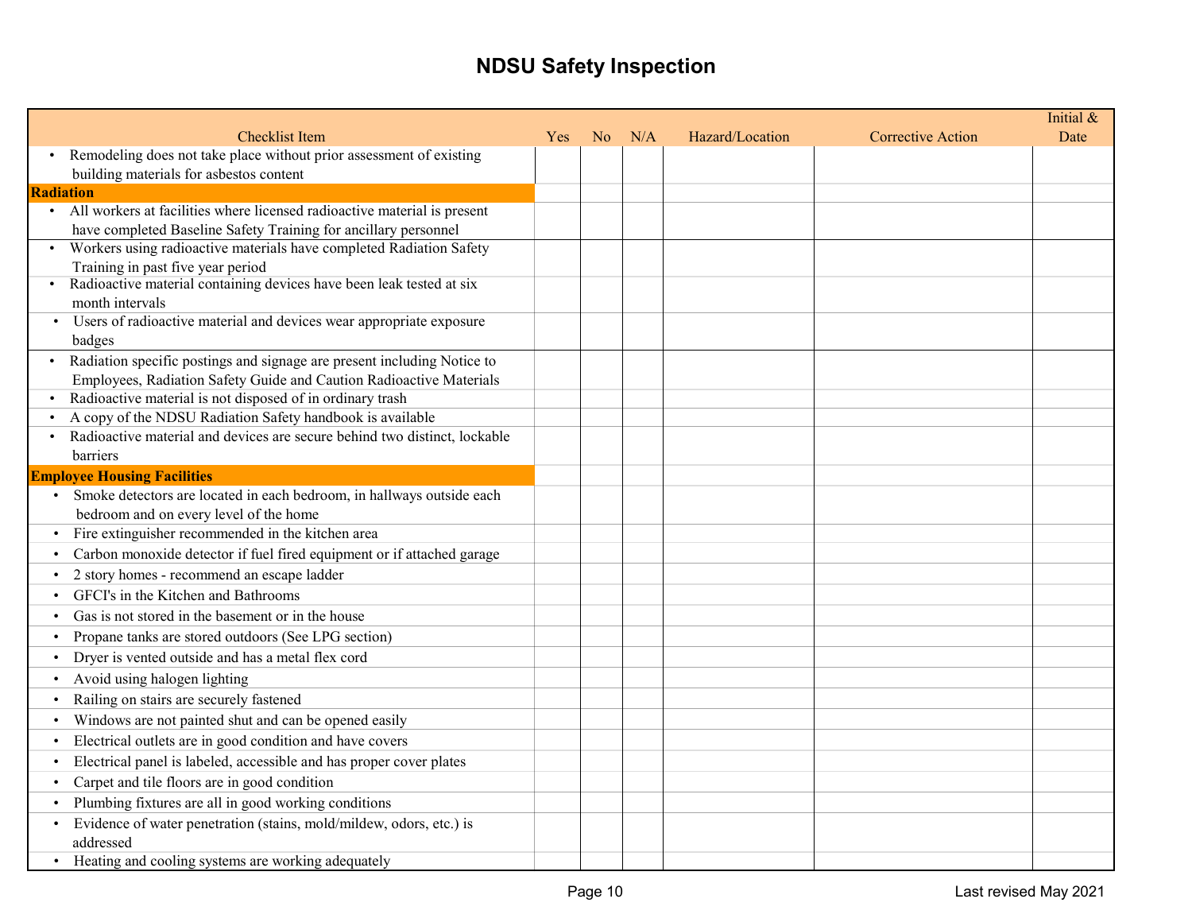# NDSU Safety Inspection

| Checklist Item | Yes | No | N/A | Hazard/Location | Corrective Action | Initial & Date |
|---|---|---|---|---|---|---|
| • Remodeling does not take place without prior assessment of existing building materials for asbestos content | | | | | | |
| **Radiation** | | | | | | |
| • All workers at facilities where licensed radioactive material is present have completed Baseline Safety Training for ancillary personnel | | | | | | |
| • Workers using radioactive materials have completed Radiation Safety Training in past five year period | | | | | | |
| • Radioactive material containing devices have been leak tested at six month intervals | | | | | | |
| • Users of radioactive material and devices wear appropriate exposure badges | | | | | | |
| • Radiation specific postings and signage are present including Notice to Employees, Radiation Safety Guide and Caution Radioactive Materials | | | | | | |
| • Radioactive material is not disposed of in ordinary trash | | | | | | |
| • A copy of the NDSU Radiation Safety handbook is available | | | | | | |
| • Radioactive material and devices are secure behind two distinct, lockable barriers | | | | | | |
| **Employee Housing Facilities** | | | | | | |
| • Smoke detectors are located in each bedroom, in hallways outside each bedroom and on every level of the home | | | | | | |
| • Fire extinguisher recommended in the kitchen area | | | | | | |
| • Carbon monoxide detector if fuel fired equipment or if attached garage | | | | | | |
| • 2 story homes - recommend an escape ladder | | | | | | |
| • GFCI's in the Kitchen and Bathrooms | | | | | | |
| • Gas is not stored in the basement or in the house | | | | | | |
| • Propane tanks are stored outdoors (See LPG section) | | | | | | |
| • Dryer is vented outside and has a metal flex cord | | | | | | |
| • Avoid using halogen lighting | | | | | | |
| • Railing on stairs are securely fastened | | | | | | |
| • Windows are not painted shut and can be opened easily | | | | | | |
| • Electrical outlets are in good condition and have covers | | | | | | |
| • Electrical panel is labeled, accessible and has proper cover plates | | | | | | |
| • Carpet and tile floors are in good condition | | | | | | |
| • Plumbing fixtures are all in good working conditions | | | | | | |
| • Evidence of water penetration (stains, mold/mildew, odors, etc.) is addressed | | | | | | |
| • Heating and cooling systems are working adequately | | | | | | |

Last revised May 2021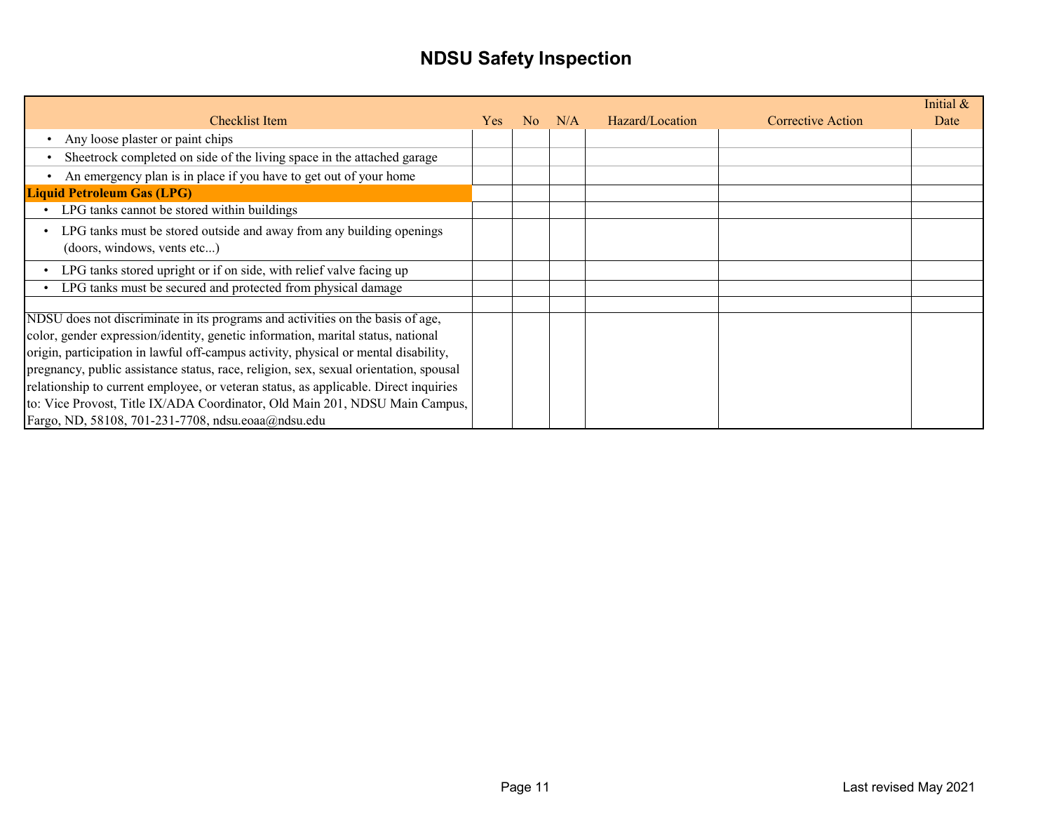# NDSU Safety Inspection

| Checklist Item | Yes | No | N/A | Hazard/Location | Corrective Action | Initial & Date |
|---|---|---|---|---|---|---|
| • Any loose plaster or paint chips | | | | | | |
| • Sheetrock completed on side of the living space in the attached garage | | | | | | |
| • An emergency plan is in place if you have to get out of your home | | | | | | |
| **Liquid Petroleum Gas (LPG)** | | | | | | |
| • LPG tanks cannot be stored within buildings | | | | | | |
| • LPG tanks must be stored outside and away from any building openings (doors, windows, vents etc...) | | | | | | |
| • LPG tanks stored upright or if on side, with relief valve facing up | | | | | | |
| • LPG tanks must be secured and protected from physical damage | | | | | | |
| | | | | | | |
| NDSU does not discriminate in its programs and activities on the basis of age, color, gender expression/identity, genetic information, marital status, national origin, participation in lawful off-campus activity, physical or mental disability, pregnancy, public assistance status, race, religion, sex, sexual orientation, spousal relationship to current employee, or veteran status, as applicable. Direct inquiries to: Vice Provost, Title IX/ADA Coordinator, Old Main 201, NDSU Main Campus, Fargo, ND, 58108, 701-231-7708, ndsu.eoaa@ndsu.edu | | | | | | |

Last revised May 2021